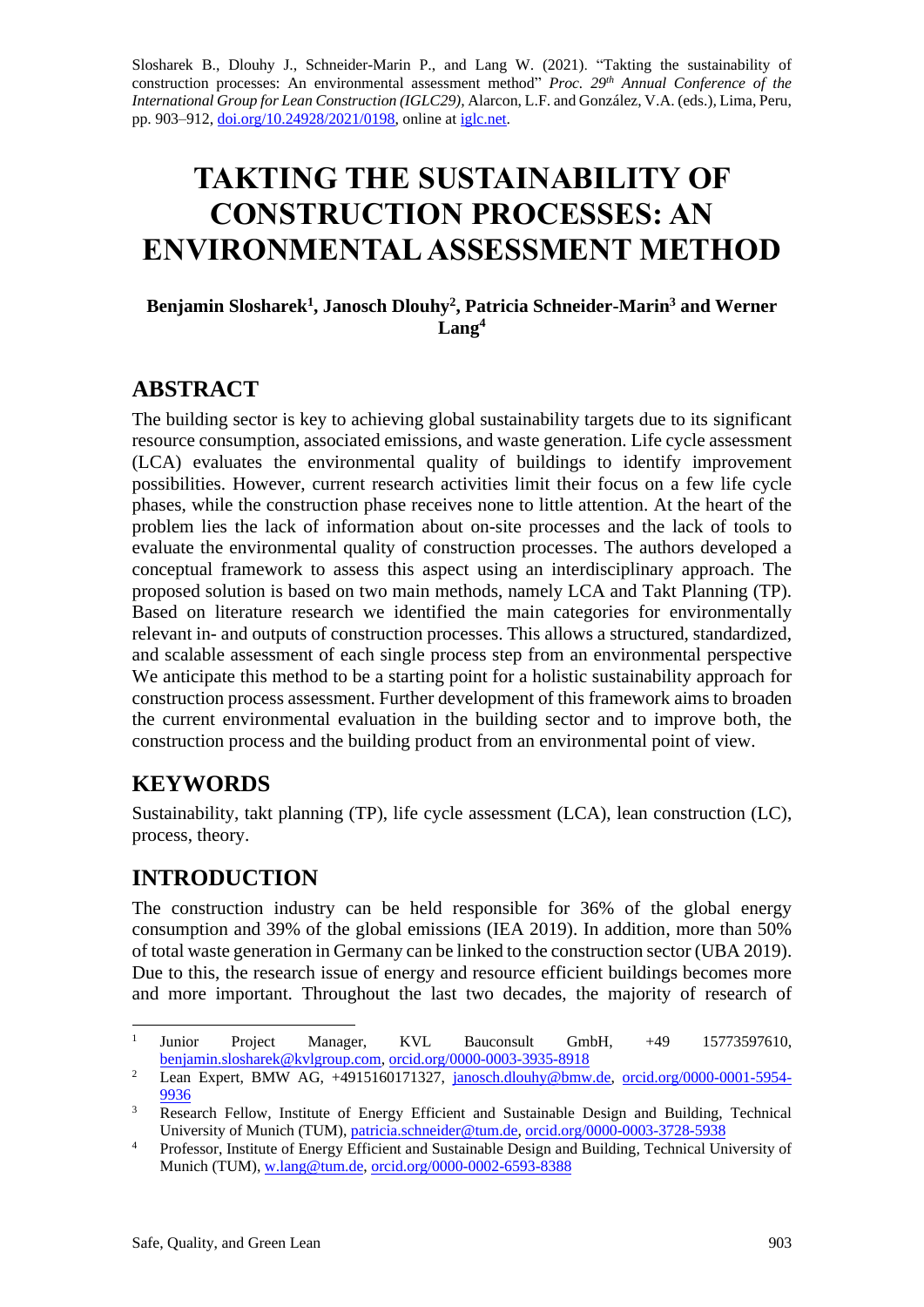Slosharek B., Dlouhy J., Schneider-Marin P., and Lang W. (2021). "Takting the sustainability of construction processes: An environmental assessment method" *Proc. 29th Annual Conference of the International Group for Lean Construction (IGLC29),* Alarcon, L.F. and González, V.A. (eds.), Lima, Peru, pp. 903–912, doi.org/10.24928/2021/0198, online at iglc.net.

# TAKTING THE SUSTAINABILITY OF CONSTRUCTION PROCESSES: AN ENVIRONMENTAL ASSESSMENT METHOD

**Benjamin Slosharek[1], Janosch Dlouhy[2], Patricia Schneider-Marin[3] and Werner Lang[4]**

## ABSTRACT

The building sector is key to achieving global sustainability targets due to its significant resource consumption, associated emissions, and waste generation. Life cycle assessment (LCA) evaluates the environmental quality of buildings to identify improvement possibilities. However, current research activities limit their focus on a few life cycle phases, while the construction phase receives none to little attention. At the heart of the problem lies the lack of information about on-site processes and the lack of tools to evaluate the environmental quality of construction processes. The authors developed a conceptual framework to assess this aspect using an interdisciplinary approach. The proposed solution is based on two main methods, namely LCA and Takt Planning (TP). Based on literature research we identified the main categories for environmentally relevant in- and outputs of construction processes. This allows a structured, standardized, and scalable assessment of each single process step from an environmental perspective We anticipate this method to be a starting point for a holistic sustainability approach for construction process assessment. Further development of this framework aims to broaden the current environmental evaluation in the building sector and to improve both, the construction process and the building product from an environmental point of view.

## KEYWORDS

Sustainability, takt planning (TP), life cycle assessment (LCA), lean construction (LC), process, theory.

## INTRODUCTION

The construction industry can be held responsible for 36% of the global energy consumption and 39% of the global emissions (IEA 2019). In addition, more than 50% of total waste generation in Germany can be linked to the construction sector (UBA 2019). Due to this, the research issue of energy and resource efficient buildings becomes more and more important. Throughout the last two decades, the majority of research of

---

[1] Junior Project Manager, KVL Bauconsult GmbH, +49 15773597610, benjamin.slosharek@kvlgroup.com, orcid.org/0000-0003-3935-8918

[2] Lean Expert, BMW AG, +4915160171327, janosch.dlouhy@bmw.de, orcid.org/0000-0001-5954-9936

[3] Research Fellow, Institute of Energy Efficient and Sustainable Design and Building, Technical University of Munich (TUM), patricia.schneider@tum.de, orcid.org/0000-0003-3728-5938

[4] Professor, Institute of Energy Efficient and Sustainable Design and Building, Technical University of Munich (TUM), w.lang@tum.de, orcid.org/0000-0002-6593-8388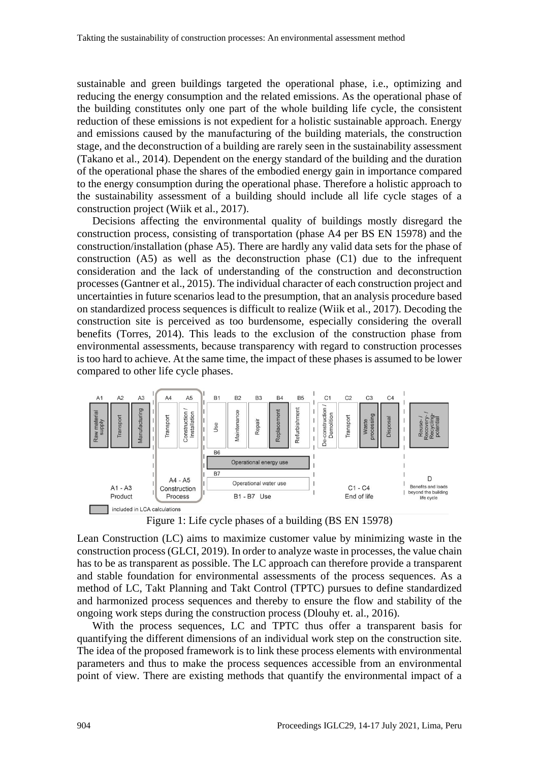sustainable and green buildings targeted the operational phase, i.e., optimizing and reducing the energy consumption and the related emissions. As the operational phase of the building constitutes only one part of the whole building life cycle, the consistent reduction of these emissions is not expedient for a holistic sustainable approach. Energy and emissions caused by the manufacturing of the building materials, the construction stage, and the deconstruction of a building are rarely seen in the sustainability assessment (Takano et al., 2014). Dependent on the energy standard of the building and the duration of the operational phase the shares of the embodied energy gain in importance compared to the energy consumption during the operational phase. Therefore a holistic approach to the sustainability assessment of a building should include all life cycle stages of a construction project (Wiik et al., 2017).

Decisions affecting the environmental quality of buildings mostly disregard the construction process, consisting of transportation (phase A4 per BS EN 15978) and the construction/installation (phase A5). There are hardly any valid data sets for the phase of construction (A5) as well as the deconstruction phase (C1) due to the infrequent consideration and the lack of understanding of the construction and deconstruction processes (Gantner et al., 2015). The individual character of each construction project and uncertainties in future scenarios lead to the presumption, that an analysis procedure based on standardized process sequences is difficult to realize (Wiik et al., 2017). Decoding the construction site is perceived as too burdensome, especially considering the overall benefits (Torres, 2014). This leads to the exclusion of the construction phase from environmental assessments, because transparency with regard to construction processes is too hard to achieve. At the same time, the impact of these phases is assumed to be lower compared to other life cycle phases.

A1 A2 A3 | A4 A5 | B1 B2 B3 B4 B5 | C1 C2 C3 C4

Raw material supply | Transport | Manufacturing | Transport | Construction / Installation | Use | Maintenance | Repair | Replacement | Refurbishment | De-construction / Demolition | Transport | Waste processing | Disposal | Reuse- / Recovery- / Recycling-potential

B6 Operational energy use

B7 Operational water use

A1 - A3 Product

A4 - A5 Construction Process

B1 - B7 Use

C1 - C4 End of life

D Benefits and loads beyond the building life cycle

included in LCA calculations

Figure 1: Life cycle phases of a building (BS EN 15978)

Lean Construction (LC) aims to maximize customer value by minimizing waste in the construction process (GLCI, 2019). In order to analyze waste in processes, the value chain has to be as transparent as possible. The LC approach can therefore provide a transparent and stable foundation for environmental assessments of the process sequences. As a method of LC, Takt Planning and Takt Control (TPTC) pursues to define standardized and harmonized process sequences and thereby to ensure the flow and stability of the ongoing work steps during the construction process (Dlouhy et. al., 2016).

With the process sequences, LC and TPTC thus offer a transparent basis for quantifying the different dimensions of an individual work step on the construction site. The idea of the proposed framework is to link these process elements with environmental parameters and thus to make the process sequences accessible from an environmental point of view. There are existing methods that quantify the environmental impact of a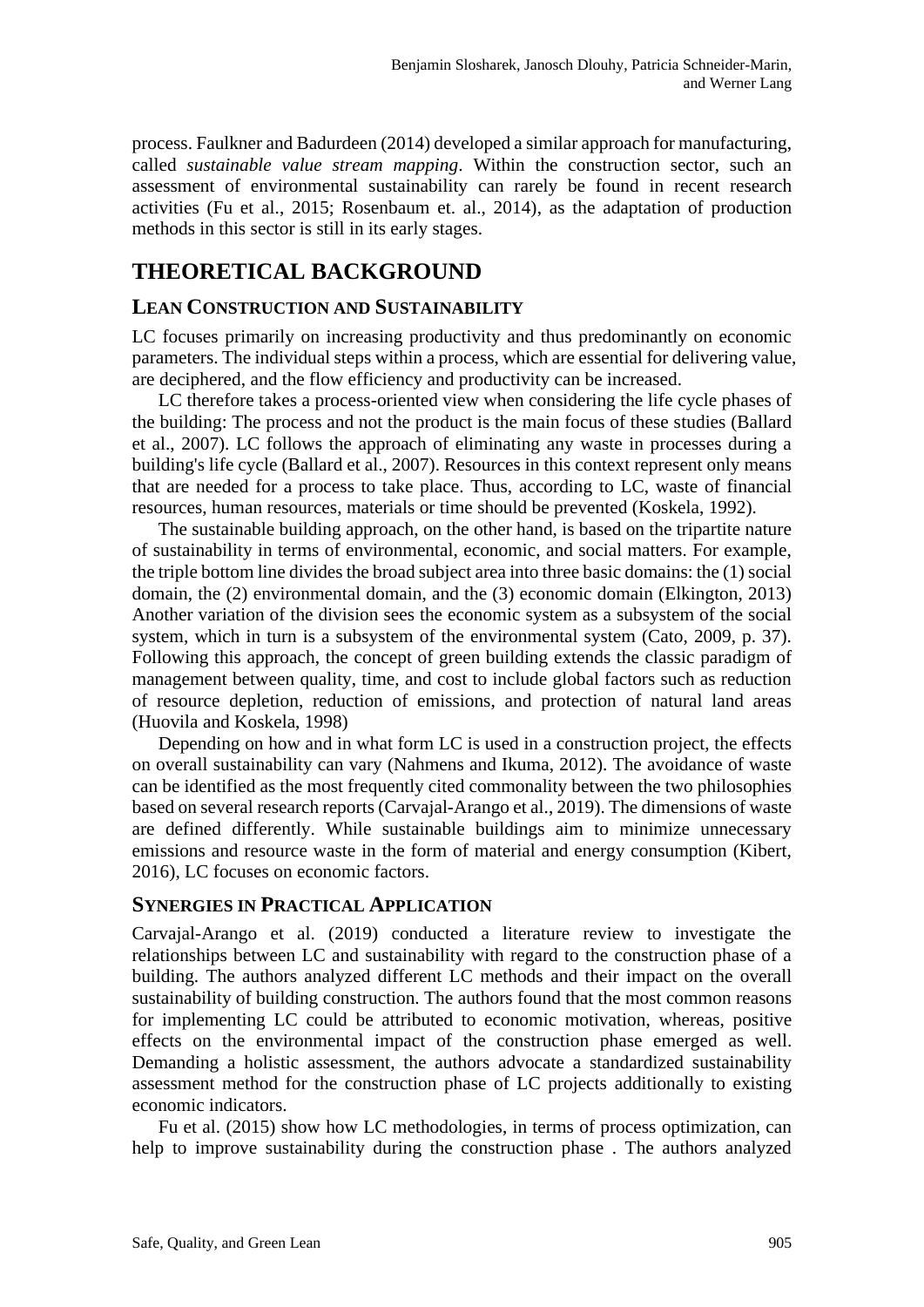process. Faulkner and Badurdeen (2014) developed a similar approach for manufacturing, called *sustainable value stream mapping*. Within the construction sector, such an assessment of environmental sustainability can rarely be found in recent research activities (Fu et al., 2015; Rosenbaum et. al., 2014), as the adaptation of production methods in this sector is still in its early stages.

# THEORETICAL BACKGROUND

## LEAN CONSTRUCTION AND SUSTAINABILITY

LC focuses primarily on increasing productivity and thus predominantly on economic parameters. The individual steps within a process, which are essential for delivering value, are deciphered, and the flow efficiency and productivity can be increased.

LC therefore takes a process-oriented view when considering the life cycle phases of the building: The process and not the product is the main focus of these studies (Ballard et al., 2007). LC follows the approach of eliminating any waste in processes during a building's life cycle (Ballard et al., 2007). Resources in this context represent only means that are needed for a process to take place. Thus, according to LC, waste of financial resources, human resources, materials or time should be prevented (Koskela, 1992).

The sustainable building approach, on the other hand, is based on the tripartite nature of sustainability in terms of environmental, economic, and social matters. For example, the triple bottom line divides the broad subject area into three basic domains: the (1) social domain, the (2) environmental domain, and the (3) economic domain (Elkington, 2013) Another variation of the division sees the economic system as a subsystem of the social system, which in turn is a subsystem of the environmental system (Cato, 2009, p. 37). Following this approach, the concept of green building extends the classic paradigm of management between quality, time, and cost to include global factors such as reduction of resource depletion, reduction of emissions, and protection of natural land areas (Huovila and Koskela, 1998)

Depending on how and in what form LC is used in a construction project, the effects on overall sustainability can vary (Nahmens and Ikuma, 2012). The avoidance of waste can be identified as the most frequently cited commonality between the two philosophies based on several research reports (Carvajal-Arango et al., 2019). The dimensions of waste are defined differently. While sustainable buildings aim to minimize unnecessary emissions and resource waste in the form of material and energy consumption (Kibert, 2016), LC focuses on economic factors.

## SYNERGIES IN PRACTICAL APPLICATION

Carvajal-Arango et al. (2019) conducted a literature review to investigate the relationships between LC and sustainability with regard to the construction phase of a building. The authors analyzed different LC methods and their impact on the overall sustainability of building construction. The authors found that the most common reasons for implementing LC could be attributed to economic motivation, whereas, positive effects on the environmental impact of the construction phase emerged as well. Demanding a holistic assessment, the authors advocate a standardized sustainability assessment method for the construction phase of LC projects additionally to existing economic indicators.

Fu et al. (2015) show how LC methodologies, in terms of process optimization, can help to improve sustainability during the construction phase . The authors analyzed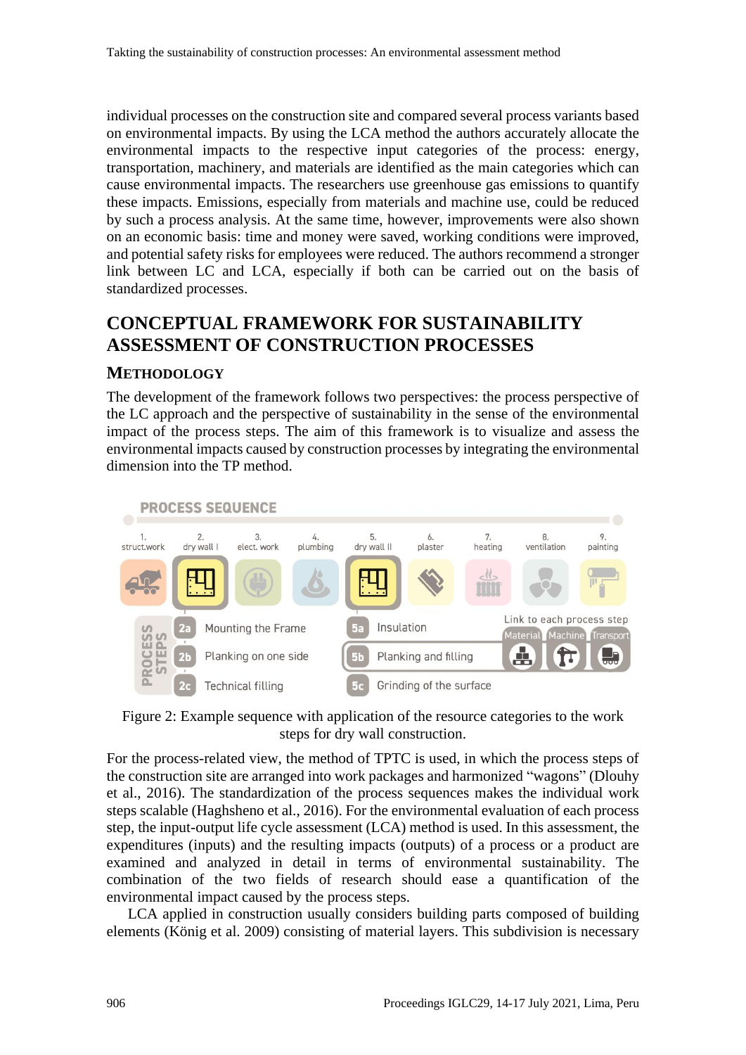individual processes on the construction site and compared several process variants based on environmental impacts. By using the LCA method the authors accurately allocate the environmental impacts to the respective input categories of the process: energy, transportation, machinery, and materials are identified as the main categories which can cause environmental impacts. The researchers use greenhouse gas emissions to quantify these impacts. Emissions, especially from materials and machine use, could be reduced by such a process analysis. At the same time, however, improvements were also shown on an economic basis: time and money were saved, working conditions were improved, and potential safety risks for employees were reduced. The authors recommend a stronger link between LC and LCA, especially if both can be carried out on the basis of standardized processes.

## CONCEPTUAL FRAMEWORK FOR SUSTAINABILITY ASSESSMENT OF CONSTRUCTION PROCESSES

### METHODOLOGY

The development of the framework follows two perspectives: the process perspective of the LC approach and the perspective of sustainability in the sense of the environmental impact of the process steps. The aim of this framework is to visualize and assess the environmental impacts caused by construction processes by integrating the environmental dimension into the TP method.

PROCESS SEQUENCE

1. struct.work
2. dry wall I
3. elect. work
4. plumbing
5. dry wall II
6. plaster
7. heating
8. ventilation
9. painting

PROCESS STEPS

2a Mounting the Frame
2b Planking on one side
2c Technical filling
5a Insulation
5b Planking and filling
5c Grinding of the surface

Link to each process step
Material
Machine
Transport

Figure 2: Example sequence with application of the resource categories to the work steps for dry wall construction.

For the process-related view, the method of TPTC is used, in which the process steps of the construction site are arranged into work packages and harmonized "wagons" (Dlouhy et al., 2016). The standardization of the process sequences makes the individual work steps scalable (Haghsheno et al., 2016). For the environmental evaluation of each process step, the input-output life cycle assessment (LCA) method is used. In this assessment, the expenditures (inputs) and the resulting impacts (outputs) of a process or a product are examined and analyzed in detail in terms of environmental sustainability. The combination of the two fields of research should ease a quantification of the environmental impact caused by the process steps.

LCA applied in construction usually considers building parts composed of building elements (König et al. 2009) consisting of material layers. This subdivision is necessary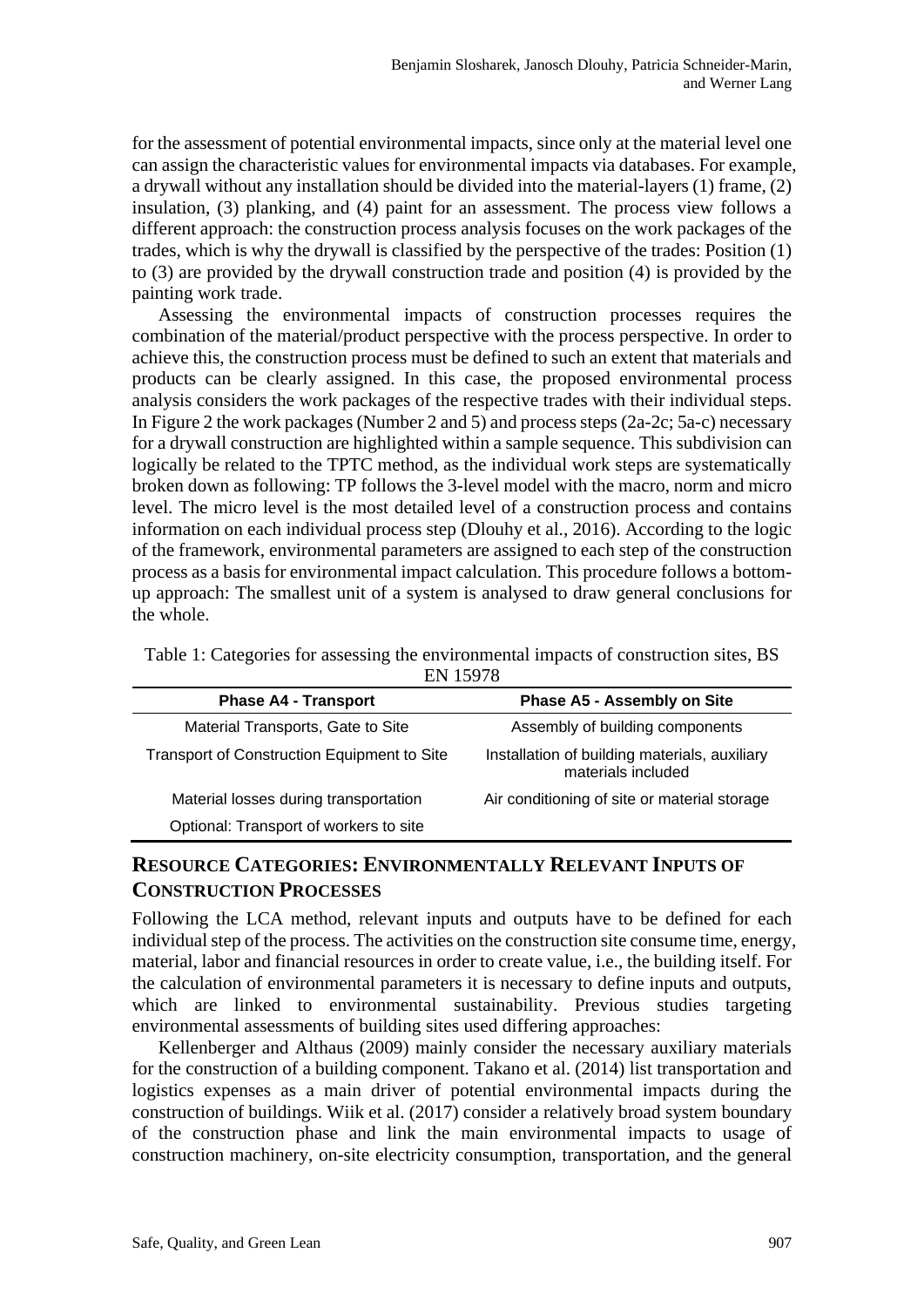for the assessment of potential environmental impacts, since only at the material level one can assign the characteristic values for environmental impacts via databases. For example, a drywall without any installation should be divided into the material-layers (1) frame, (2) insulation, (3) planking, and (4) paint for an assessment. The process view follows a different approach: the construction process analysis focuses on the work packages of the trades, which is why the drywall is classified by the perspective of the trades: Position (1) to (3) are provided by the drywall construction trade and position (4) is provided by the painting work trade.

Assessing the environmental impacts of construction processes requires the combination of the material/product perspective with the process perspective. In order to achieve this, the construction process must be defined to such an extent that materials and products can be clearly assigned. In this case, the proposed environmental process analysis considers the work packages of the respective trades with their individual steps. In Figure 2 the work packages (Number 2 and 5) and process steps (2a-2c; 5a-c) necessary for a drywall construction are highlighted within a sample sequence. This subdivision can logically be related to the TPTC method, as the individual work steps are systematically broken down as following: TP follows the 3-level model with the macro, norm and micro level. The micro level is the most detailed level of a construction process and contains information on each individual process step (Dlouhy et al., 2016). According to the logic of the framework, environmental parameters are assigned to each step of the construction process as a basis for environmental impact calculation. This procedure follows a bottom-up approach: The smallest unit of a system is analysed to draw general conclusions for the whole.

Table 1: Categories for assessing the environmental impacts of construction sites, BS EN 15978

| Phase A4 - Transport | Phase A5 - Assembly on Site |
|---|---|
| Material Transports, Gate to Site | Assembly of building components |
| Transport of Construction Equipment to Site | Installation of building materials, auxiliary materials included |
| Material losses during transportation | Air conditioning of site or material storage |
| Optional: Transport of workers to site | |

## RESOURCE CATEGORIES: ENVIRONMENTALLY RELEVANT INPUTS OF CONSTRUCTION PROCESSES

Following the LCA method, relevant inputs and outputs have to be defined for each individual step of the process. The activities on the construction site consume time, energy, material, labor and financial resources in order to create value, i.e., the building itself. For the calculation of environmental parameters it is necessary to define inputs and outputs, which are linked to environmental sustainability. Previous studies targeting environmental assessments of building sites used differing approaches:

Kellenberger and Althaus (2009) mainly consider the necessary auxiliary materials for the construction of a building component. Takano et al. (2014) list transportation and logistics expenses as a main driver of potential environmental impacts during the construction of buildings. Wiik et al. (2017) consider a relatively broad system boundary of the construction phase and link the main environmental impacts to usage of construction machinery, on-site electricity consumption, transportation, and the general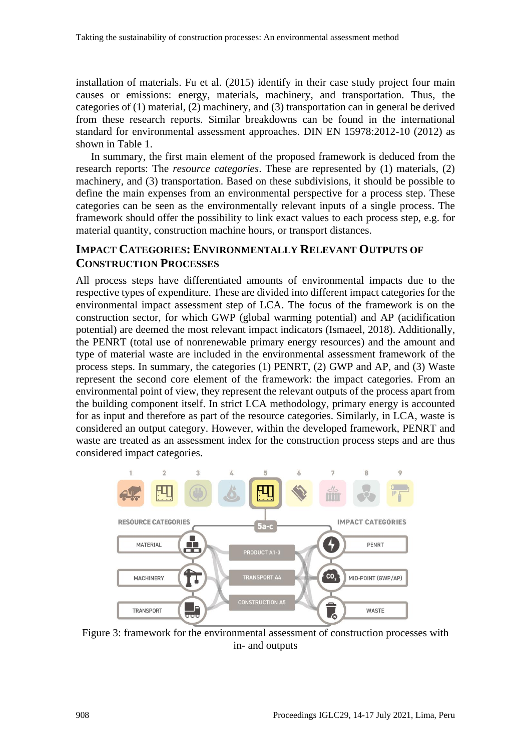installation of materials. Fu et al. (2015) identify in their case study project four main causes or emissions: energy, materials, machinery, and transportation. Thus, the categories of (1) material, (2) machinery, and (3) transportation can in general be derived from these research reports. Similar breakdowns can be found in the international standard for environmental assessment approaches. DIN EN 15978:2012-10 (2012) as shown in Table 1.

In summary, the first main element of the proposed framework is deduced from the research reports: The *resource categories*. These are represented by (1) materials, (2) machinery, and (3) transportation. Based on these subdivisions, it should be possible to define the main expenses from an environmental perspective for a process step. These categories can be seen as the environmentally relevant inputs of a single process. The framework should offer the possibility to link exact values to each process step, e.g. for material quantity, construction machine hours, or transport distances.

## Impact Categories: Environmentally Relevant Outputs of Construction Processes

All process steps have differentiated amounts of environmental impacts due to the respective types of expenditure. These are divided into different impact categories for the environmental impact assessment step of LCA. The focus of the framework is on the construction sector, for which GWP (global warming potential) and AP (acidification potential) are deemed the most relevant impact indicators (Ismaeel, 2018). Additionally, the PENRT (total use of nonrenewable primary energy resources) and the amount and type of material waste are included in the environmental assessment framework of the process steps. In summary, the categories (1) PENRT, (2) GWP and AP, and (3) Waste represent the second core element of the framework: the impact categories. From an environmental point of view, they represent the relevant outputs of the process apart from the building component itself. In strict LCA methodology, primary energy is accounted for as input and therefore as part of the resource categories. Similarly, in LCA, waste is considered an output category. However, within the developed framework, PENRT and waste are treated as an assessment index for the construction process steps and are thus considered impact categories.

1 2 3 4 5 6 7 8 9

5a-c

RESOURCE CATEGORIES

IMPACT CATEGORIES

MATERIAL

MACHINERY

TRANSPORT

PRODUCT A1-3

TRANSPORT A4

CONSTRUCTION A5

PENRT

MID-POINT (GWP/AP)

WASTE

Figure 3: framework for the environmental assessment of construction processes with in- and outputs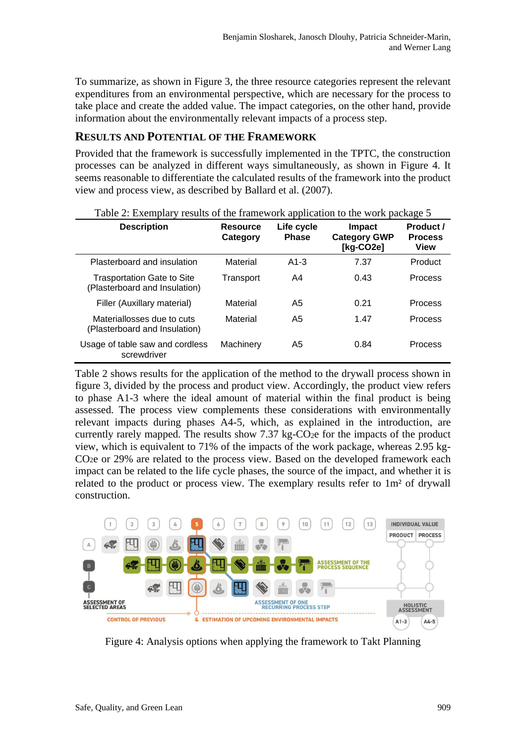To summarize, as shown in Figure 3, the three resource categories represent the relevant expenditures from an environmental perspective, which are necessary for the process to take place and create the added value. The impact categories, on the other hand, provide information about the environmentally relevant impacts of a process step.

## RESULTS AND POTENTIAL OF THE FRAMEWORK

Provided that the framework is successfully implemented in the TPTC, the construction processes can be analyzed in different ways simultaneously, as shown in Figure 4. It seems reasonable to differentiate the calculated results of the framework into the product view and process view, as described by Ballard et al. (2007).

Table 2: Exemplary results of the framework application to the work package 5

| Description | Resource Category | Life cycle Phase | Impact Category GWP [kg-CO2e] | Product / Process View |
|---|---|---|---|---|
| Plasterboard and insulation | Material | A1-3 | 7.37 | Product |
| Trasportation Gate to Site (Plasterboard and Insulation) | Transport | A4 | 0.43 | Process |
| Filler (Auxillary material) | Material | A5 | 0.21 | Process |
| Materiallosses due to cuts (Plasterboard and Insulation) | Material | A5 | 1.47 | Process |
| Usage of table saw and cordless screwdriver | Machinery | A5 | 0.84 | Process |

Table 2 shows results for the application of the method to the drywall process shown in figure 3, divided by the process and product view. Accordingly, the product view refers to phase A1-3 where the ideal amount of material within the final product is being assessed. The process view complements these considerations with environmentally relevant impacts during phases A4-5, which, as explained in the introduction, are currently rarely mapped. The results show 7.37 kg-$CO_2$e for the impacts of the product view, which is equivalent to 71% of the impacts of the work package, whereas 2.95 kg-$CO_2$e or 29% are related to the process view. Based on the developed framework each impact can be related to the life cycle phases, the source of the impact, and whether it is related to the product or process view. The exemplary results refer to 1m² of drywall construction.

1
2
3
4
5
6
7
8
9
10
11
12
13
A
B
C
INDIVIDUAL VALUE
PRODUCT
PROCESS
ASSESSMENT OF THE PROCESS SEQUENCE
ASSESSMENT OF SELECTED AREAS
ASSESSMENT OF ONE RECURRING PROCESS STEP
HOLISTIC ASSESSMENT
A1-3
A4-5
CONTROL OF PREVIOUS
& ESTIMATION OF UPCOMING ENVIRONMENTAL IMPACTS

Figure 4: Analysis options when applying the framework to Takt Planning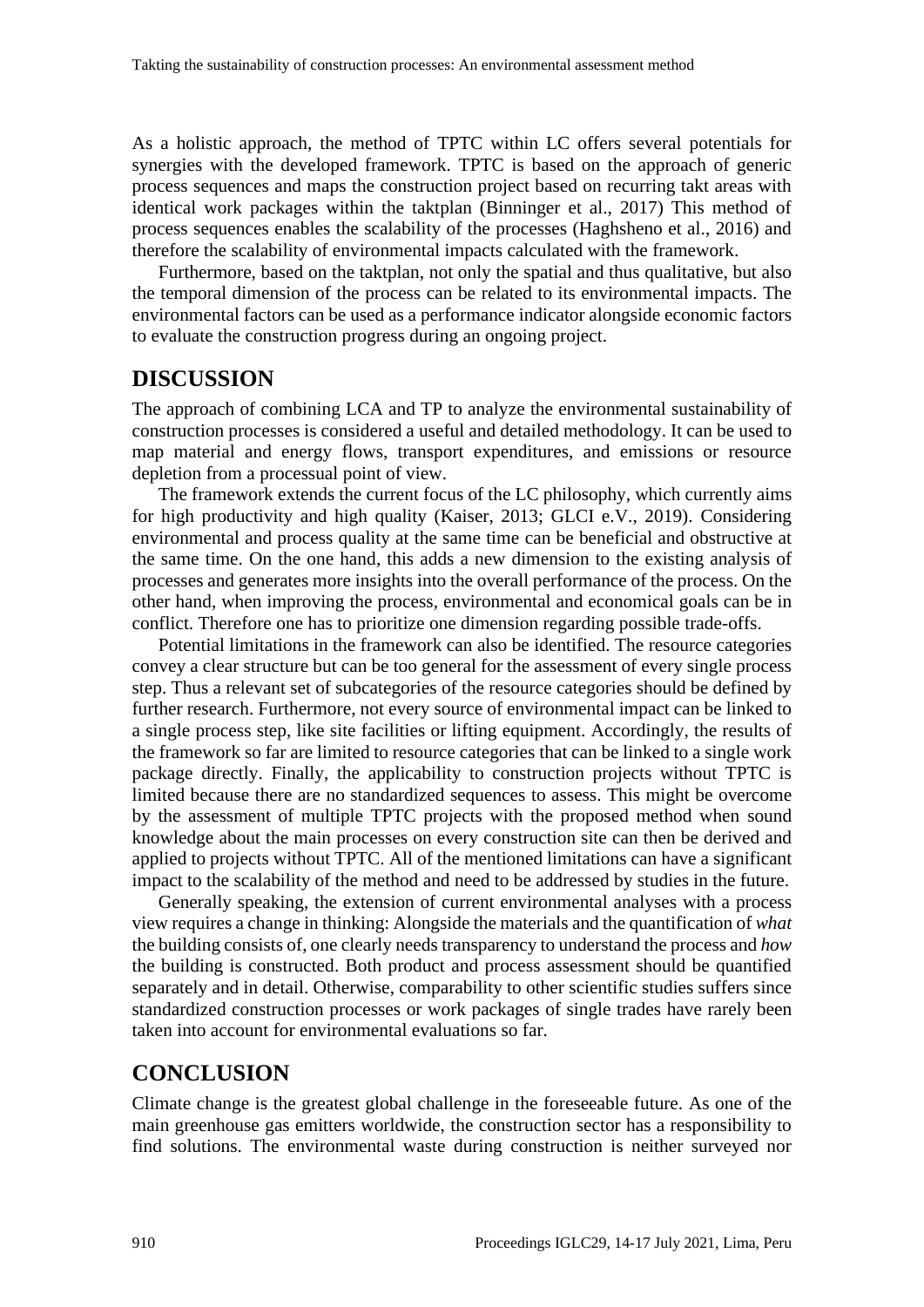As a holistic approach, the method of TPTC within LC offers several potentials for synergies with the developed framework. TPTC is based on the approach of generic process sequences and maps the construction project based on recurring takt areas with identical work packages within the taktplan (Binninger et al., 2017) This method of process sequences enables the scalability of the processes (Haghsheno et al., 2016) and therefore the scalability of environmental impacts calculated with the framework.

Furthermore, based on the taktplan, not only the spatial and thus qualitative, but also the temporal dimension of the process can be related to its environmental impacts. The environmental factors can be used as a performance indicator alongside economic factors to evaluate the construction progress during an ongoing project.

# DISCUSSION

The approach of combining LCA and TP to analyze the environmental sustainability of construction processes is considered a useful and detailed methodology. It can be used to map material and energy flows, transport expenditures, and emissions or resource depletion from a processual point of view.

The framework extends the current focus of the LC philosophy, which currently aims for high productivity and high quality (Kaiser, 2013; GLCI e.V., 2019). Considering environmental and process quality at the same time can be beneficial and obstructive at the same time. On the one hand, this adds a new dimension to the existing analysis of processes and generates more insights into the overall performance of the process. On the other hand, when improving the process, environmental and economical goals can be in conflict. Therefore one has to prioritize one dimension regarding possible trade-offs.

Potential limitations in the framework can also be identified. The resource categories convey a clear structure but can be too general for the assessment of every single process step. Thus a relevant set of subcategories of the resource categories should be defined by further research. Furthermore, not every source of environmental impact can be linked to a single process step, like site facilities or lifting equipment. Accordingly, the results of the framework so far are limited to resource categories that can be linked to a single work package directly. Finally, the applicability to construction projects without TPTC is limited because there are no standardized sequences to assess. This might be overcome by the assessment of multiple TPTC projects with the proposed method when sound knowledge about the main processes on every construction site can then be derived and applied to projects without TPTC. All of the mentioned limitations can have a significant impact to the scalability of the method and need to be addressed by studies in the future.

Generally speaking, the extension of current environmental analyses with a process view requires a change in thinking: Alongside the materials and the quantification of *what* the building consists of, one clearly needs transparency to understand the process and *how* the building is constructed. Both product and process assessment should be quantified separately and in detail. Otherwise, comparability to other scientific studies suffers since standardized construction processes or work packages of single trades have rarely been taken into account for environmental evaluations so far.

# CONCLUSION

Climate change is the greatest global challenge in the foreseeable future. As one of the main greenhouse gas emitters worldwide, the construction sector has a responsibility to find solutions. The environmental waste during construction is neither surveyed nor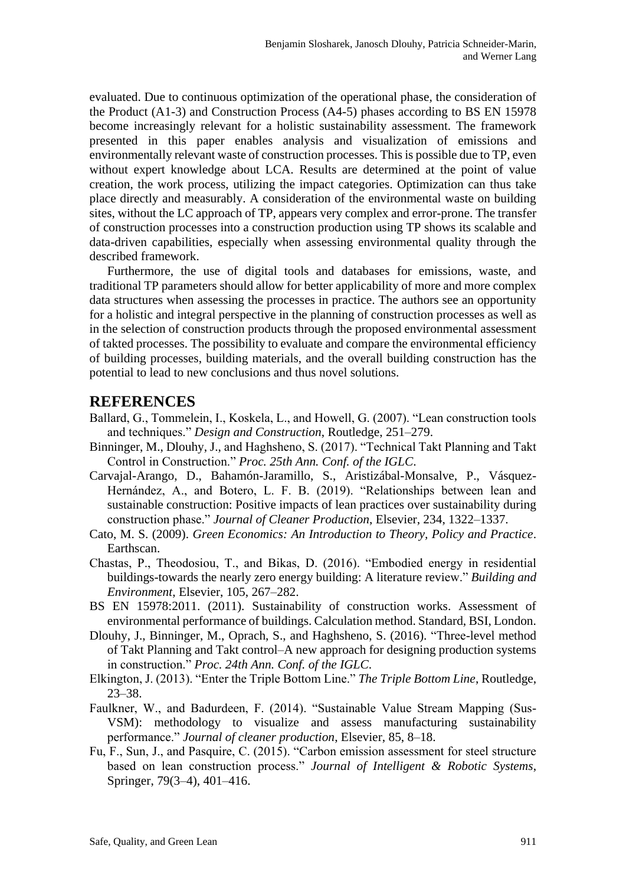evaluated. Due to continuous optimization of the operational phase, the consideration of the Product (A1-3) and Construction Process (A4-5) phases according to BS EN 15978 become increasingly relevant for a holistic sustainability assessment. The framework presented in this paper enables analysis and visualization of emissions and environmentally relevant waste of construction processes. This is possible due to TP, even without expert knowledge about LCA. Results are determined at the point of value creation, the work process, utilizing the impact categories. Optimization can thus take place directly and measurably. A consideration of the environmental waste on building sites, without the LC approach of TP, appears very complex and error-prone. The transfer of construction processes into a construction production using TP shows its scalable and data-driven capabilities, especially when assessing environmental quality through the described framework.

Furthermore, the use of digital tools and databases for emissions, waste, and traditional TP parameters should allow for better applicability of more and more complex data structures when assessing the processes in practice. The authors see an opportunity for a holistic and integral perspective in the planning of construction processes as well as in the selection of construction products through the proposed environmental assessment of takted processes. The possibility to evaluate and compare the environmental efficiency of building processes, building materials, and the overall building construction has the potential to lead to new conclusions and thus novel solutions.

## REFERENCES

Ballard, G., Tommelein, I., Koskela, L., and Howell, G. (2007). "Lean construction tools and techniques." *Design and Construction*, Routledge, 251–279.

Binninger, M., Dlouhy, J., and Haghsheno, S. (2017). "Technical Takt Planning and Takt Control in Construction." *Proc. 25th Ann. Conf. of the IGLC*.

Carvajal-Arango, D., Bahamón-Jaramillo, S., Aristizábal-Monsalve, P., Vásquez-Hernández, A., and Botero, L. F. B. (2019). "Relationships between lean and sustainable construction: Positive impacts of lean practices over sustainability during construction phase." *Journal of Cleaner Production*, Elsevier, 234, 1322–1337.

Cato, M. S. (2009). *Green Economics: An Introduction to Theory, Policy and Practice*. Earthscan.

Chastas, P., Theodosiou, T., and Bikas, D. (2016). "Embodied energy in residential buildings-towards the nearly zero energy building: A literature review." *Building and Environment*, Elsevier, 105, 267–282.

BS EN 15978:2011. (2011). Sustainability of construction works. Assessment of environmental performance of buildings. Calculation method. Standard, BSI, London.

Dlouhy, J., Binninger, M., Oprach, S., and Haghsheno, S. (2016). "Three-level method of Takt Planning and Takt control–A new approach for designing production systems in construction." *Proc. 24th Ann. Conf. of the IGLC*.

Elkington, J. (2013). "Enter the Triple Bottom Line." *The Triple Bottom Line*, Routledge, 23–38.

Faulkner, W., and Badurdeen, F. (2014). "Sustainable Value Stream Mapping (Sus-VSM): methodology to visualize and assess manufacturing sustainability performance." *Journal of cleaner production*, Elsevier, 85, 8–18.

Fu, F., Sun, J., and Pasquire, C. (2015). "Carbon emission assessment for steel structure based on lean construction process." *Journal of Intelligent & Robotic Systems*, Springer, 79(3–4), 401–416.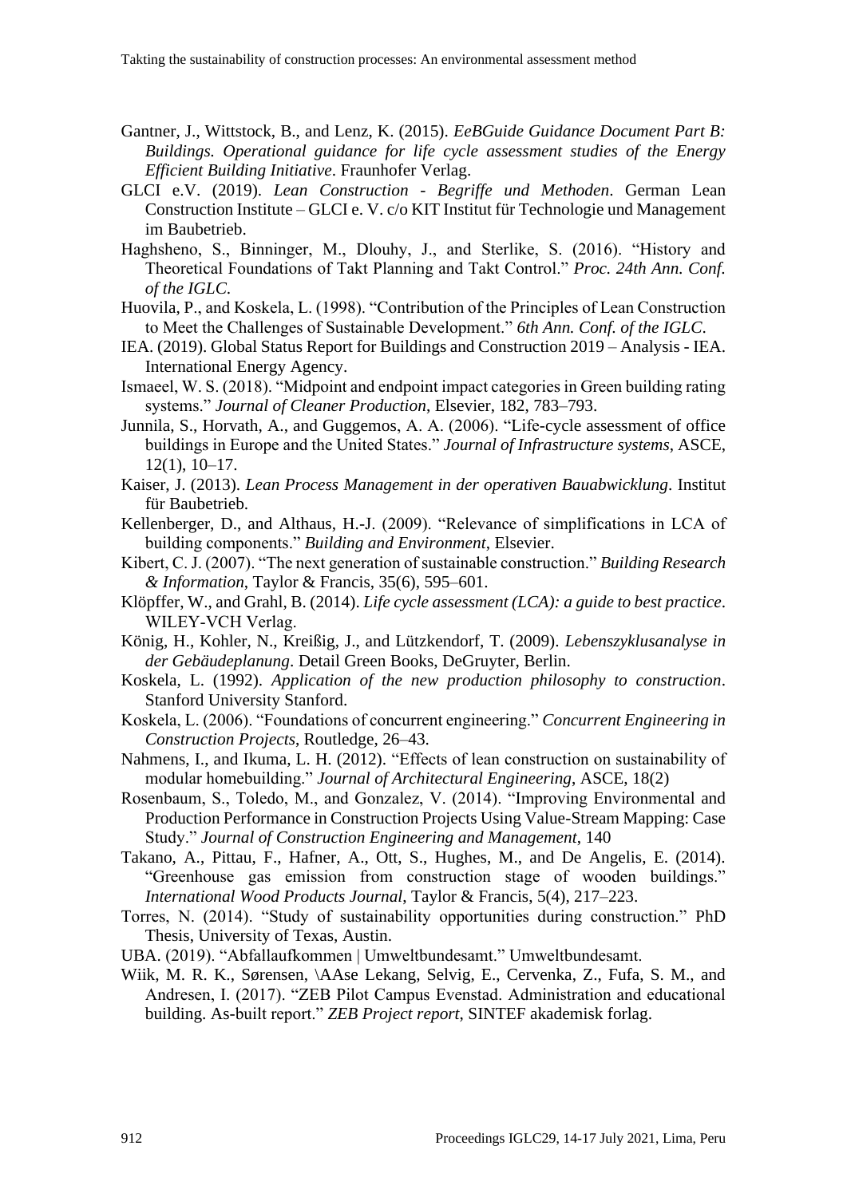Gantner, J., Wittstock, B., and Lenz, K. (2015). *EeBGuide Guidance Document Part B: Buildings. Operational guidance for life cycle assessment studies of the Energy Efficient Building Initiative*. Fraunhofer Verlag.

GLCI e.V. (2019). *Lean Construction - Begriffe und Methoden*. German Lean Construction Institute – GLCI e. V. c/o KIT Institut für Technologie und Management im Baubetrieb.

Haghsheno, S., Binninger, M., Dlouhy, J., and Sterlike, S. (2016). "History and Theoretical Foundations of Takt Planning and Takt Control." *Proc. 24th Ann. Conf. of the IGLC*.

Huovila, P., and Koskela, L. (1998). "Contribution of the Principles of Lean Construction to Meet the Challenges of Sustainable Development." *6th Ann. Conf. of the IGLC*.

IEA. (2019). Global Status Report for Buildings and Construction 2019 – Analysis - IEA. International Energy Agency.

Ismaeel, W. S. (2018). "Midpoint and endpoint impact categories in Green building rating systems." *Journal of Cleaner Production*, Elsevier, 182, 783–793.

Junnila, S., Horvath, A., and Guggemos, A. A. (2006). "Life-cycle assessment of office buildings in Europe and the United States." *Journal of Infrastructure systems*, ASCE, 12(1), 10–17.

Kaiser, J. (2013). *Lean Process Management in der operativen Bauabwicklung*. Institut für Baubetrieb.

Kellenberger, D., and Althaus, H.-J. (2009). "Relevance of simplifications in LCA of building components." *Building and Environment*, Elsevier.

Kibert, C. J. (2007). "The next generation of sustainable construction." *Building Research & Information*, Taylor & Francis, 35(6), 595–601.

Klöpffer, W., and Grahl, B. (2014). *Life cycle assessment (LCA): a guide to best practice*. WILEY-VCH Verlag.

König, H., Kohler, N., Kreißig, J., and Lützkendorf, T. (2009). *Lebenszyklusanalyse in der Gebäudeplanung*. Detail Green Books, DeGruyter, Berlin.

Koskela, L. (1992). *Application of the new production philosophy to construction*. Stanford University Stanford.

Koskela, L. (2006). "Foundations of concurrent engineering." *Concurrent Engineering in Construction Projects*, Routledge, 26–43.

Nahmens, I., and Ikuma, L. H. (2012). "Effects of lean construction on sustainability of modular homebuilding." *Journal of Architectural Engineering*, ASCE, 18(2)

Rosenbaum, S., Toledo, M., and Gonzalez, V. (2014). "Improving Environmental and Production Performance in Construction Projects Using Value-Stream Mapping: Case Study." *Journal of Construction Engineering and Management*, 140

Takano, A., Pittau, F., Hafner, A., Ott, S., Hughes, M., and De Angelis, E. (2014). "Greenhouse gas emission from construction stage of wooden buildings." *International Wood Products Journal*, Taylor & Francis, 5(4), 217–223.

Torres, N. (2014). "Study of sustainability opportunities during construction." PhD Thesis, University of Texas, Austin.

UBA. (2019). "Abfallaufkommen | Umweltbundesamt." Umweltbundesamt.

Wiik, M. R. K., Sørensen, \AAse Lekang, Selvig, E., Cervenka, Z., Fufa, S. M., and Andresen, I. (2017). "ZEB Pilot Campus Evenstad. Administration and educational building. As-built report." *ZEB Project report*, SINTEF akademisk forlag.